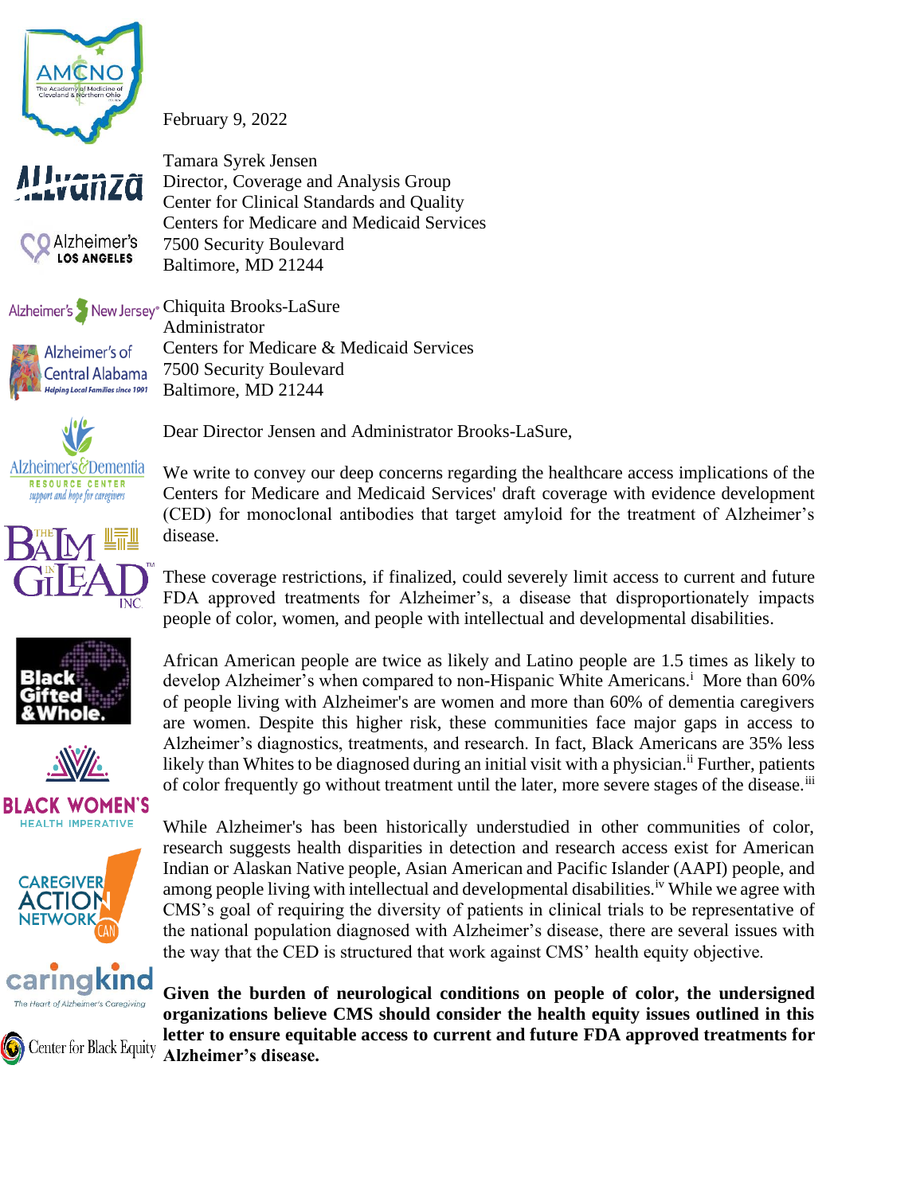AMCNO
The Academy of Medicine of Cleveland & Northern Ohio

Allvanza

Alzheimer's Los Angeles

Alzheimer's New Jersey

Alzheimer's of Central Alabama
Helping Local Families since 1991

Alzheimer's & Dementia Resource Center
support and hope for caregivers

The Balm in Gilead Inc.

Black Gifted & Whole.

Black Women's Health Imperative

Caregiver Action Network

caringkind
The Heart of Alzheimer's Caregiving

Center for Black Equity

February 9, 2022

Tamara Syrek Jensen
Director, Coverage and Analysis Group
Center for Clinical Standards and Quality
Centers for Medicare and Medicaid Services
7500 Security Boulevard
Baltimore, MD 21244

Chiquita Brooks-LaSure
Administrator
Centers for Medicare & Medicaid Services
7500 Security Boulevard
Baltimore, MD 21244

Dear Director Jensen and Administrator Brooks-LaSure,

We write to convey our deep concerns regarding the healthcare access implications of the Centers for Medicare and Medicaid Services' draft coverage with evidence development (CED) for monoclonal antibodies that target amyloid for the treatment of Alzheimer's disease.

These coverage restrictions, if finalized, could severely limit access to current and future FDA approved treatments for Alzheimer's, a disease that disproportionately impacts people of color, women, and people with intellectual and developmental disabilities.

African American people are twice as likely and Latino people are 1.5 times as likely to develop Alzheimer's when compared to non-Hispanic White Americans.[i] More than 60% of people living with Alzheimer's are women and more than 60% of dementia caregivers are women. Despite this higher risk, these communities face major gaps in access to Alzheimer's diagnostics, treatments, and research. In fact, Black Americans are 35% less likely than Whites to be diagnosed during an initial visit with a physician.[ii] Further, patients of color frequently go without treatment until the later, more severe stages of the disease.[iii]

While Alzheimer's has been historically understudied in other communities of color, research suggests health disparities in detection and research access exist for American Indian or Alaskan Native people, Asian American and Pacific Islander (AAPI) people, and among people living with intellectual and developmental disabilities.[iv] While we agree with CMS's goal of requiring the diversity of patients in clinical trials to be representative of the national population diagnosed with Alzheimer's disease, there are several issues with the way that the CED is structured that work against CMS' health equity objective.

**Given the burden of neurological conditions on people of color, the undersigned organizations believe CMS should consider the health equity issues outlined in this letter to ensure equitable access to current and future FDA approved treatments for Alzheimer's disease.**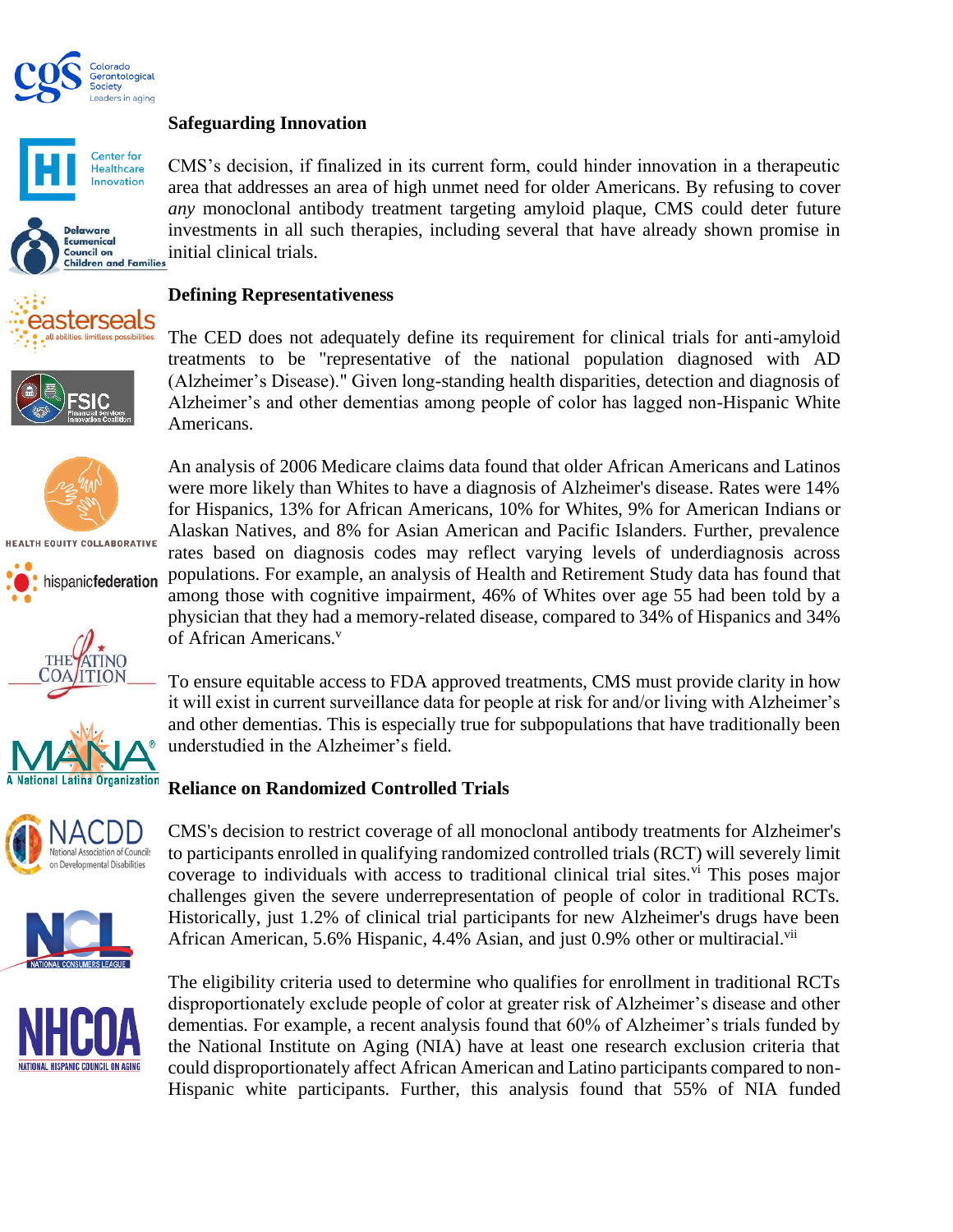### Safeguarding Innovation

CMS's decision, if finalized in its current form, could hinder innovation in a therapeutic area that addresses an area of high unmet need for older Americans. By refusing to cover *any* monoclonal antibody treatment targeting amyloid plaque, CMS could deter future investments in all such therapies, including several that have already shown promise in initial clinical trials.

### Defining Representativeness

The CED does not adequately define its requirement for clinical trials for anti-amyloid treatments to be "representative of the national population diagnosed with AD (Alzheimer's Disease)." Given long-standing health disparities, detection and diagnosis of Alzheimer's and other dementias among people of color has lagged non-Hispanic White Americans.

An analysis of 2006 Medicare claims data found that older African Americans and Latinos were more likely than Whites to have a diagnosis of Alzheimer's disease. Rates were 14% for Hispanics, 13% for African Americans, 10% for Whites, 9% for American Indians or Alaskan Natives, and 8% for Asian American and Pacific Islanders. Further, prevalence rates based on diagnosis codes may reflect varying levels of underdiagnosis across populations. For example, an analysis of Health and Retirement Study data has found that among those with cognitive impairment, 46% of Whites over age 55 had been told by a physician that they had a memory-related disease, compared to 34% of Hispanics and 34% of African Americans.[v]

To ensure equitable access to FDA approved treatments, CMS must provide clarity in how it will exist in current surveillance data for people at risk for and/or living with Alzheimer's and other dementias. This is especially true for subpopulations that have traditionally been understudied in the Alzheimer's field.

### Reliance on Randomized Controlled Trials

CMS's decision to restrict coverage of all monoclonal antibody treatments for Alzheimer's to participants enrolled in qualifying randomized controlled trials (RCT) will severely limit coverage to individuals with access to traditional clinical trial sites.[vi] This poses major challenges given the severe underrepresentation of people of color in traditional RCTs. Historically, just 1.2% of clinical trial participants for new Alzheimer's drugs have been African American, 5.6% Hispanic, 4.4% Asian, and just 0.9% other or multiracial.[vii]

The eligibility criteria used to determine who qualifies for enrollment in traditional RCTs disproportionately exclude people of color at greater risk of Alzheimer's disease and other dementias. For example, a recent analysis found that 60% of Alzheimer's trials funded by the National Institute on Aging (NIA) have at least one research exclusion criteria that could disproportionately affect African American and Latino participants compared to non-Hispanic white participants. Further, this analysis found that 55% of NIA funded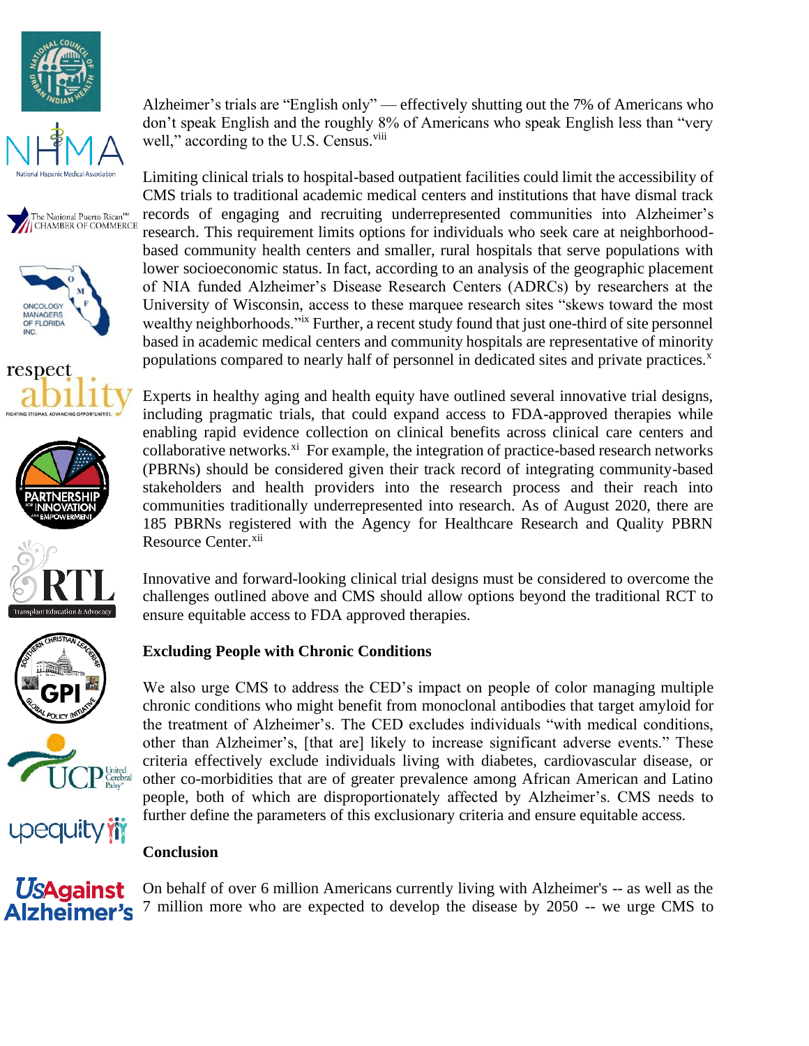Alzheimer's trials are "English only" — effectively shutting out the 7% of Americans who don't speak English and the roughly 8% of Americans who speak English less than "very well," according to the U.S. Census.[viii]

Limiting clinical trials to hospital-based outpatient facilities could limit the accessibility of CMS trials to traditional academic medical centers and institutions that have dismal track records of engaging and recruiting underrepresented communities into Alzheimer's research. This requirement limits options for individuals who seek care at neighborhood-based community health centers and smaller, rural hospitals that serve populations with lower socioeconomic status. In fact, according to an analysis of the geographic placement of NIA funded Alzheimer's Disease Research Centers (ADRCs) by researchers at the University of Wisconsin, access to these marquee research sites "skews toward the most wealthy neighborhoods."[ix] Further, a recent study found that just one-third of site personnel based in academic medical centers and community hospitals are representative of minority populations compared to nearly half of personnel in dedicated sites and private practices.[x]

Experts in healthy aging and health equity have outlined several innovative trial designs, including pragmatic trials, that could expand access to FDA-approved therapies while enabling rapid evidence collection on clinical benefits across clinical care centers and collaborative networks.[xi] For example, the integration of practice-based research networks (PBRNs) should be considered given their track record of integrating community-based stakeholders and health providers into the research process and their reach into communities traditionally underrepresented into research. As of August 2020, there are 185 PBRNs registered with the Agency for Healthcare Research and Quality PBRN Resource Center.[xii]

Innovative and forward-looking clinical trial designs must be considered to overcome the challenges outlined above and CMS should allow options beyond the traditional RCT to ensure equitable access to FDA approved therapies.

**Excluding People with Chronic Conditions**

We also urge CMS to address the CED's impact on people of color managing multiple chronic conditions who might benefit from monoclonal antibodies that target amyloid for the treatment of Alzheimer's. The CED excludes individuals "with medical conditions, other than Alzheimer's, [that are] likely to increase significant adverse events." These criteria effectively exclude individuals living with diabetes, cardiovascular disease, or other co-morbidities that are of greater prevalence among African American and Latino people, both of which are disproportionately affected by Alzheimer's. CMS needs to further define the parameters of this exclusionary criteria and ensure equitable access.

**Conclusion**

On behalf of over 6 million Americans currently living with Alzheimer's -- as well as the 7 million more who are expected to develop the disease by 2050 -- we urge CMS to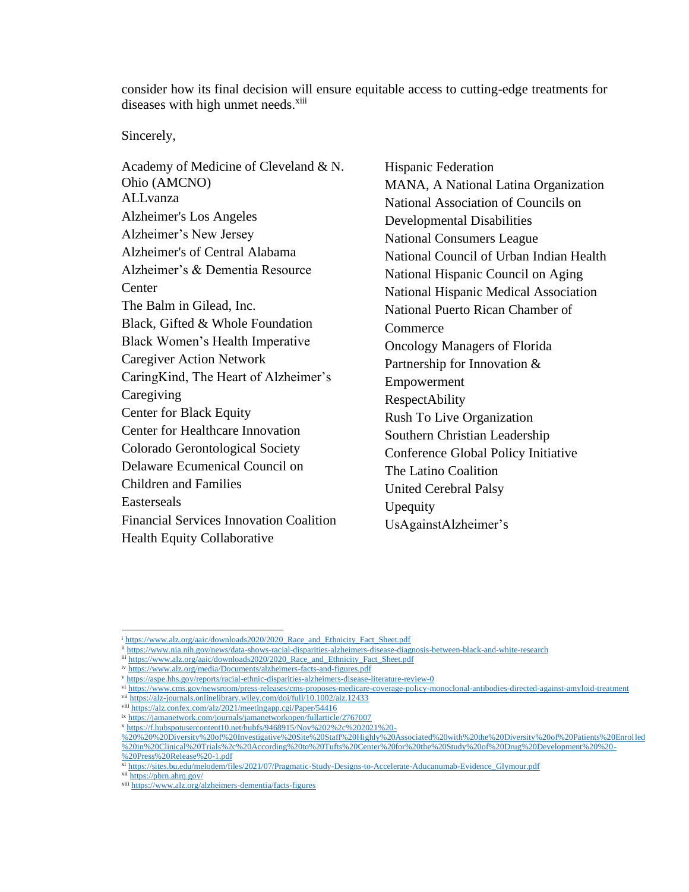consider how its final decision will ensure equitable access to cutting-edge treatments for diseases with high unmet needs.[xiii]

Sincerely,

Academy of Medicine of Cleveland & N. Ohio (AMCNO)
ALLvanza
Alzheimer's Los Angeles
Alzheimer's New Jersey
Alzheimer's of Central Alabama
Alzheimer's & Dementia Resource Center
The Balm in Gilead, Inc.
Black, Gifted & Whole Foundation
Black Women's Health Imperative
Caregiver Action Network
CaringKind, The Heart of Alzheimer's Caregiving
Center for Black Equity
Center for Healthcare Innovation
Colorado Gerontological Society
Delaware Ecumenical Council on Children and Families
Easterseals
Financial Services Innovation Coalition
Health Equity Collaborative
Hispanic Federation
MANA, A National Latina Organization
National Association of Councils on Developmental Disabilities
National Consumers League
National Council of Urban Indian Health
National Hispanic Council on Aging
National Hispanic Medical Association
National Puerto Rican Chamber of Commerce
Oncology Managers of Florida
Partnership for Innovation & Empowerment
RespectAbility
Rush To Live Organization
Southern Christian Leadership Conference Global Policy Initiative
The Latino Coalition
United Cerebral Palsy
Upequity
UsAgainstAlzheimer's

---

[i] https://www.alz.org/aaic/downloads2020/2020_Race_and_Ethnicity_Fact_Sheet.pdf
[ii] https://www.nia.nih.gov/news/data-shows-racial-disparities-alzheimers-disease-diagnosis-between-black-and-white-research
[iii] https://www.alz.org/aaic/downloads2020/2020_Race_and_Ethnicity_Fact_Sheet.pdf
[iv] https://www.alz.org/media/Documents/alzheimers-facts-and-figures.pdf
[v] https://aspe.hhs.gov/reports/racial-ethnic-disparities-alzheimers-disease-literature-review-0
[vi] https://www.cms.gov/newsroom/press-releases/cms-proposes-medicare-coverage-policy-monoclonal-antibodies-directed-against-amyloid-treatment
[vii] https://alz-journals.onlinelibrary.wiley.com/doi/full/10.1002/alz.12433
[viii] https://alz.confex.com/alz/2021/meetingapp.cgi/Paper/54416
[ix] https://jamanetwork.com/journals/jamanetworkopen/fullarticle/2767007
[x] https://f.hubspotusercontent10.net/hubfs/9468915/Nov%202%2c%202021%20-%20%20%20Diversity%20of%20Investigative%20Site%20Staff%20Highly%20Associated%20with%20the%20Diversity%20of%20Patients%20Enrolled%20in%20Clinical%20Trials%2c%20According%20to%20Tufts%20Center%20for%20the%20Study%20of%20Drug%20Development%20%20-%20Press%20Release%20-1.pdf
[xi] https://sites.bu.edu/melodem/files/2021/07/Pragmatic-Study-Designs-to-Accelerate-Aducanumab-Evidence_Glymour.pdf
[xii] https://pbrn.ahrq.gov/
[xiii] https://www.alz.org/alzheimers-dementia/facts-figures